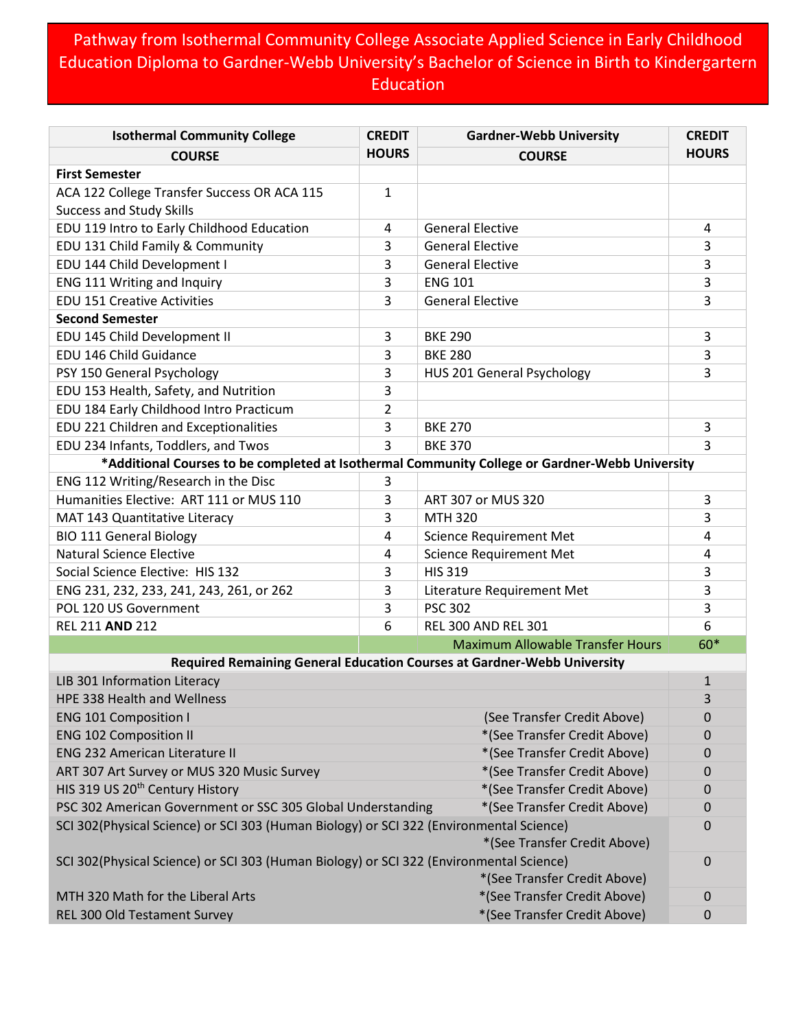# Pathway from Isothermal Community College Associate Applied Science in Early Childhood Education Diploma to Gardner-Webb University's Bachelor of Science in Birth to Kindergartern Education

| Isothermal Community College COURSE | CREDIT HOURS | Gardner-Webb University COURSE | CREDIT HOURS |
|---|---|---|---|
| **First Semester** | | | |
| ACA 122 College Transfer Success OR ACA 115 Success and Study Skills | 1 | | |
| EDU 119 Intro to Early Childhood Education | 4 | General Elective | 4 |
| EDU 131 Child Family & Community | 3 | General Elective | 3 |
| EDU 144 Child Development I | 3 | General Elective | 3 |
| ENG 111 Writing and Inquiry | 3 | ENG 101 | 3 |
| EDU 151 Creative Activities | 3 | General Elective | 3 |
| **Second Semester** | | | |
| EDU 145 Child Development II | 3 | BKE 290 | 3 |
| EDU 146 Child Guidance | 3 | BKE 280 | 3 |
| PSY 150 General Psychology | 3 | HUS 201 General Psychology | 3 |
| EDU 153 Health, Safety, and Nutrition | 3 | | |
| EDU 184 Early Childhood Intro Practicum | 2 | | |
| EDU 221 Children and Exceptionalities | 3 | BKE 270 | 3 |
| EDU 234 Infants, Toddlers, and Twos | 3 | BKE 370 | 3 |
| ***Additional Courses to be completed at Isothermal Community College or Gardner-Webb University** | | | |
| ENG 112 Writing/Research in the Disc | 3 | | |
| Humanities Elective: ART 111 or MUS 110 | 3 | ART 307 or MUS 320 | 3 |
| MAT 143 Quantitative Literacy | 3 | MTH 320 | 3 |
| BIO 111 General Biology | 4 | Science Requirement Met | 4 |
| Natural Science Elective | 4 | Science Requirement Met | 4 |
| Social Science Elective: HIS 132 | 3 | HIS 319 | 3 |
| ENG 231, 232, 233, 241, 243, 261, or 262 | 3 | Literature Requirement Met | 3 |
| POL 120 US Government | 3 | PSC 302 | 3 |
| REL 211 **AND** 212 | 6 | REL 300 AND REL 301 | 6 |
| | | Maximum Allowable Transfer Hours | 60* |
| **Required Remaining General Education Courses at Gardner-Webb University** | | | |
| LIB 301 Information Literacy | | | 1 |
| HPE 338 Health and Wellness | | | 3 |
| ENG 101 Composition I | | (See Transfer Credit Above) | 0 |
| ENG 102 Composition II | | *(See Transfer Credit Above) | 0 |
| ENG 232 American Literature II | | *(See Transfer Credit Above) | 0 |
| ART 307 Art Survey or MUS 320 Music Survey | | *(See Transfer Credit Above) | 0 |
| HIS 319 US 20th Century History | | *(See Transfer Credit Above) | 0 |
| PSC 302 American Government or SSC 305 Global Understanding | | *(See Transfer Credit Above) | 0 |
| SCI 302(Physical Science) or SCI 303 (Human Biology) or SCI 322 (Environmental Science) | | *(See Transfer Credit Above) | 0 |
| SCI 302(Physical Science) or SCI 303 (Human Biology) or SCI 322 (Environmental Science) | | *(See Transfer Credit Above) | 0 |
| MTH 320 Math for the Liberal Arts | | *(See Transfer Credit Above) | 0 |
| REL 300 Old Testament Survey | | *(See Transfer Credit Above) | 0 |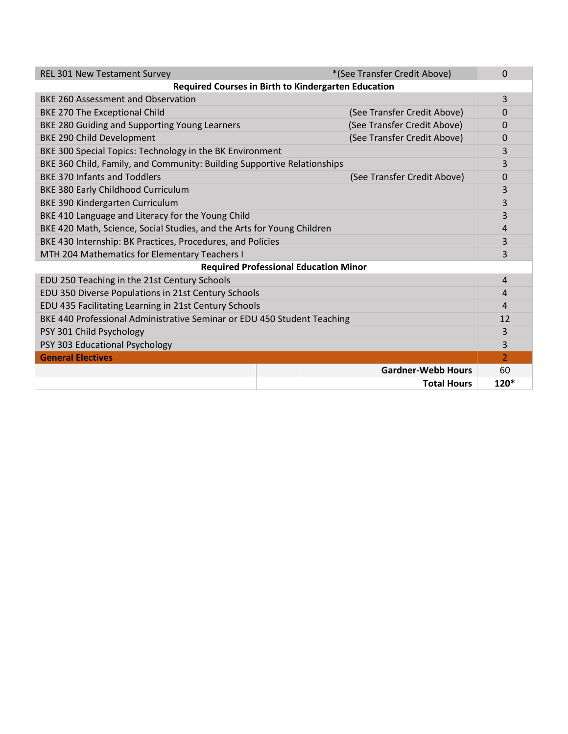| | | |
|---|---|---|
| REL 301 New Testament Survey | *(See Transfer Credit Above) | 0 |
| **Required Courses in Birth to Kindergarten Education** | | |
| BKE 260 Assessment and Observation | | 3 |
| BKE 270 The Exceptional Child | (See Transfer Credit Above) | 0 |
| BKE 280 Guiding and Supporting Young Learners | (See Transfer Credit Above) | 0 |
| BKE 290 Child Development | (See Transfer Credit Above) | 0 |
| BKE 300 Special Topics: Technology in the BK Environment | | 3 |
| BKE 360 Child, Family, and Community: Building Supportive Relationships | | 3 |
| BKE 370 Infants and Toddlers | (See Transfer Credit Above) | 0 |
| BKE 380 Early Childhood Curriculum | | 3 |
| BKE 390 Kindergarten Curriculum | | 3 |
| BKE 410 Language and Literacy for the Young Child | | 3 |
| BKE 420 Math, Science, Social Studies, and the Arts for Young Children | | 4 |
| BKE 430 Internship: BK Practices, Procedures, and Policies | | 3 |
| MTH 204 Mathematics for Elementary Teachers I | | 3 |
| **Required Professional Education Minor** | | |
| EDU 250 Teaching in the 21st Century Schools | | 4 |
| EDU 350 Diverse Populations in 21st Century Schools | | 4 |
| EDU 435 Facilitating Learning in 21st Century Schools | | 4 |
| BKE 440 Professional Administrative Seminar or EDU 450 Student Teaching | | 12 |
| PSY 301 Child Psychology | | 3 |
| PSY 303 Educational Psychology | | 3 |
| **General Electives** | | 2 |
| | **Gardner-Webb Hours** | 60 |
| | **Total Hours** | **120*** |